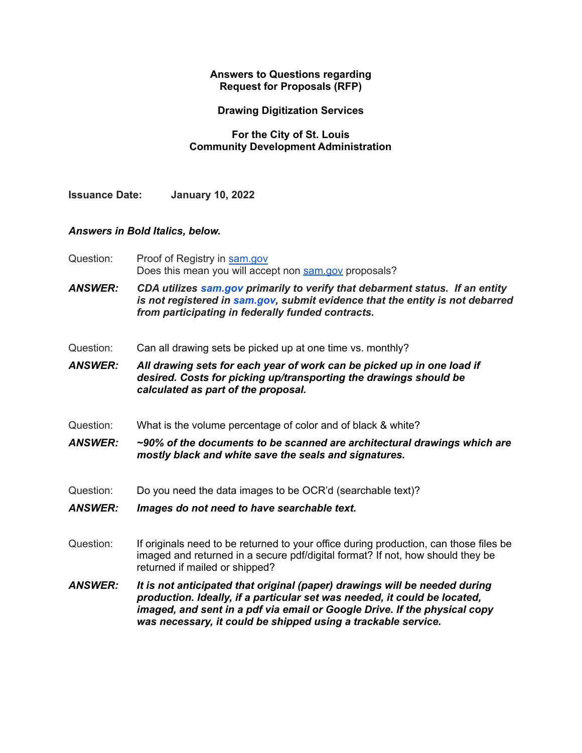**Answers to Questions regarding**
**Request for Proposals (RFP)**

**Drawing Digitization Services**

**For the City of St. Louis**
**Community Development Administration**

**Issuance Date:** **January 10, 2022**

***Answers in Bold Italics, below.***

Question: Proof of Registry in sam.gov
Does this mean you will accept non sam.gov proposals?

***ANSWER:*** ***CDA utilizes sam.gov primarily to verify that debarment status. If an entity is not registered in sam.gov, submit evidence that the entity is not debarred from participating in federally funded contracts.***

Question: Can all drawing sets be picked up at one time vs. monthly?

***ANSWER:*** ***All drawing sets for each year of work can be picked up in one load if desired. Costs for picking up/transporting the drawings should be calculated as part of the proposal.***

Question: What is the volume percentage of color and of black & white?

***ANSWER:*** ***~90% of the documents to be scanned are architectural drawings which are mostly black and white save the seals and signatures.***

Question: Do you need the data images to be OCR'd (searchable text)?

***ANSWER:*** ***Images do not need to have searchable text.***

Question: If originals need to be returned to your office during production, can those files be imaged and returned in a secure pdf/digital format? If not, how should they be returned if mailed or shipped?

***ANSWER:*** ***It is not anticipated that original (paper) drawings will be needed during production. Ideally, if a particular set was needed, it could be located, imaged, and sent in a pdf via email or Google Drive. If the physical copy was necessary, it could be shipped using a trackable service.***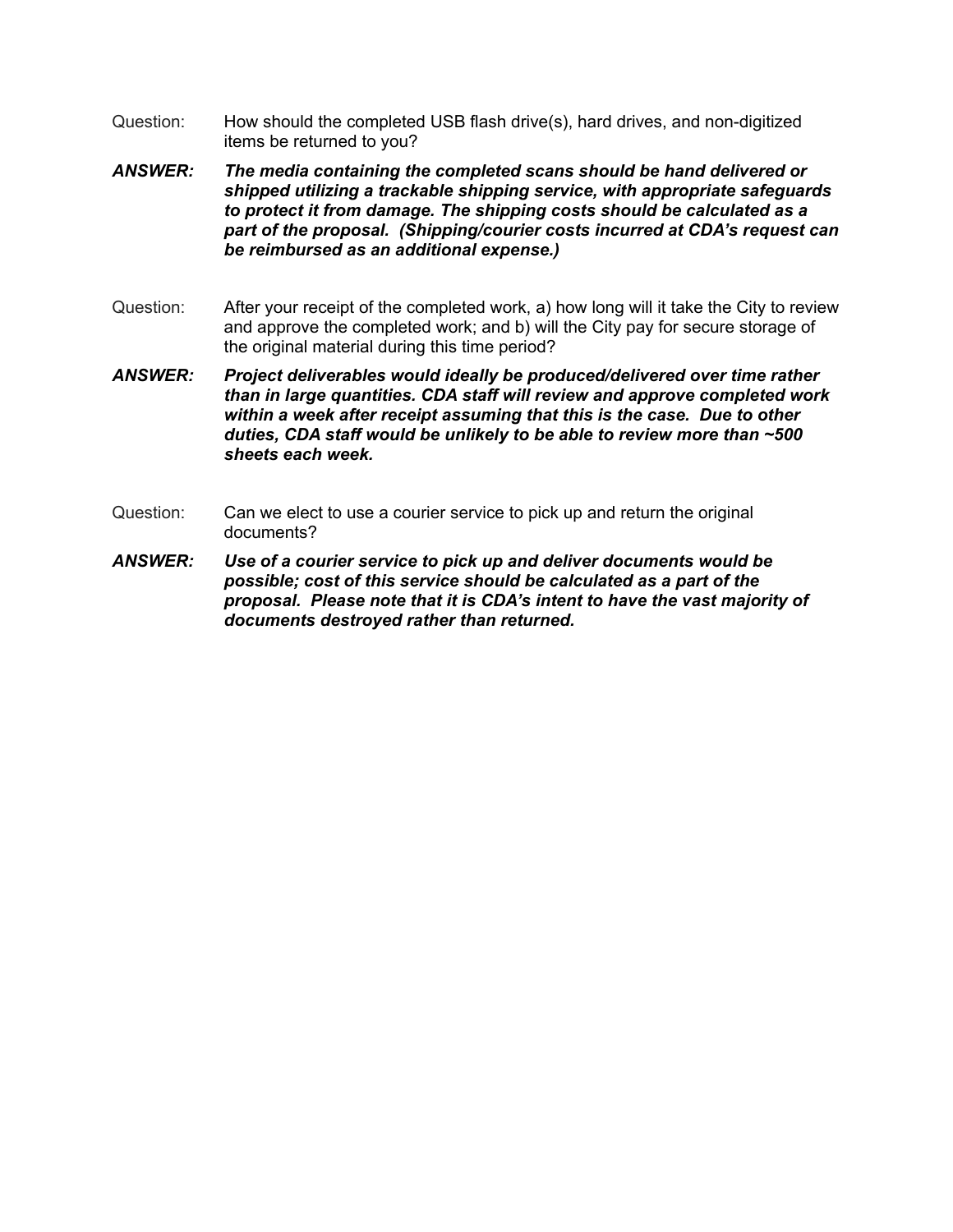Question: How should the completed USB flash drive(s), hard drives, and non-digitized items be returned to you?

***ANSWER: The media containing the completed scans should be hand delivered or shipped utilizing a trackable shipping service, with appropriate safeguards to protect it from damage. The shipping costs should be calculated as a part of the proposal. (Shipping/courier costs incurred at CDA's request can be reimbursed as an additional expense.)***

Question: After your receipt of the completed work, a) how long will it take the City to review and approve the completed work; and b) will the City pay for secure storage of the original material during this time period?

***ANSWER: Project deliverables would ideally be produced/delivered over time rather than in large quantities. CDA staff will review and approve completed work within a week after receipt assuming that this is the case. Due to other duties, CDA staff would be unlikely to be able to review more than ~500 sheets each week.***

Question: Can we elect to use a courier service to pick up and return the original documents?

***ANSWER: Use of a courier service to pick up and deliver documents would be possible; cost of this service should be calculated as a part of the proposal. Please note that it is CDA's intent to have the vast majority of documents destroyed rather than returned.***